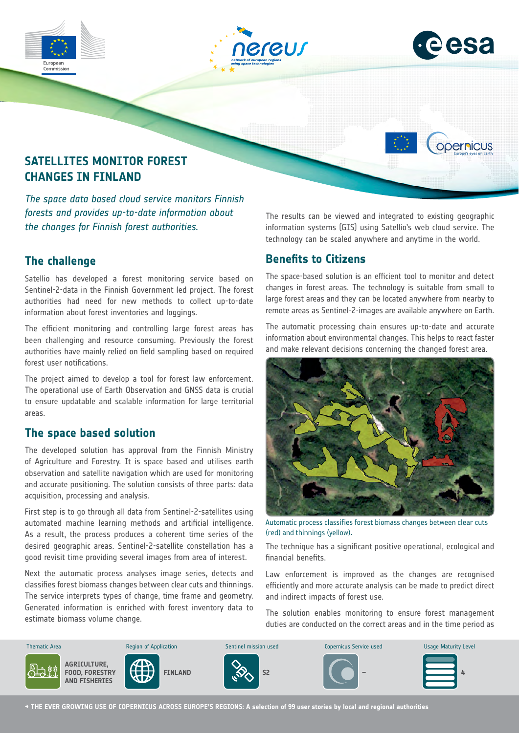# SATELLITES MONITOR FOREST CHANGES IN FINLAND

*The space data based cloud service monitors Finnish forests and provides up-to-date information about the changes for Finnish forest authorities.*

## The challenge

Satellio has developed a forest monitoring service based on Sentinel-2-data in the Finnish Government led project. The forest authorities had need for new methods to collect up-to-date information about forest inventories and loggings.

The efficient monitoring and controlling large forest areas has been challenging and resource consuming. Previously the forest authorities have mainly relied on field sampling based on required forest user notifications.

The project aimed to develop a tool for forest law enforcement. The operational use of Earth Observation and GNSS data is crucial to ensure updatable and scalable information for large territorial areas.

## The space based solution

The developed solution has approval from the Finnish Ministry of Agriculture and Forestry. It is space based and utilises earth observation and satellite navigation which are used for monitoring and accurate positioning. The solution consists of three parts: data acquisition, processing and analysis.

First step is to go through all data from Sentinel-2-satellites using automated machine learning methods and artificial intelligence. As a result, the process produces a coherent time series of the desired geographic areas. Sentinel-2-satellite constellation has a good revisit time providing several images from area of interest.

Next the automatic process analyses image series, detects and classifies forest biomass changes between clear cuts and thinnings. The service interprets types of change, time frame and geometry. Generated information is enriched with forest inventory data to estimate biomass volume change.

The results can be viewed and integrated to existing geographic information systems (GIS) using Satellio's web cloud service. The technology can be scaled anywhere and anytime in the world.

## Benefits to Citizens

The space-based solution is an efficient tool to monitor and detect changes in forest areas. The technology is suitable from small to large forest areas and they can be located anywhere from nearby to remote areas as Sentinel-2-images are available anywhere on Earth.

The automatic processing chain ensures up-to-date and accurate information about environmental changes. This helps to react faster and make relevant decisions concerning the changed forest area.

Automatic process classifies forest biomass changes between clear cuts (red) and thinnings (yellow).

The technique has a significant positive operational, ecological and financial benefits.

Law enforcement is improved as the changes are recognised efficiently and more accurate analysis can be made to predict direct and indirect impacts of forest use.

The solution enables monitoring to ensure forest management duties are conducted on the correct areas and in the time period as

| Thematic Area | Region of Application | Sentinel mission used | Copernicus Service used | Usage Maturity Level |
|---|---|---|---|---|
| AGRICULTURE, FOOD, FORESTRY AND FISHERIES | FINLAND | S2 | – | 4 |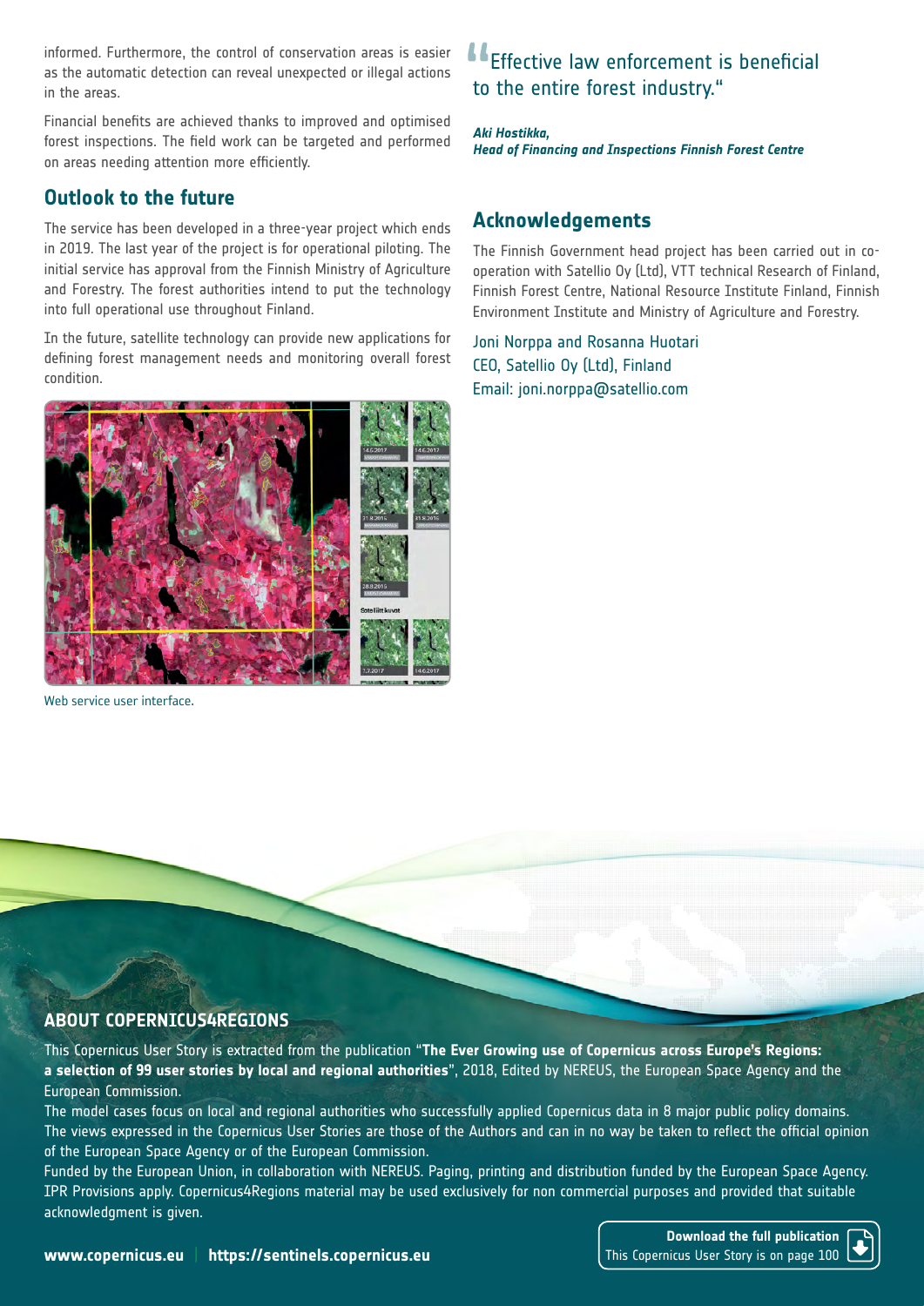informed. Furthermore, the control of conservation areas is easier as the automatic detection can reveal unexpected or illegal actions in the areas.

Financial benefits are achieved thanks to improved and optimised forest inspections. The field work can be targeted and performed on areas needing attention more efficiently.

## Outlook to the future

The service has been developed in a three-year project which ends in 2019. The last year of the project is for operational piloting. The initial service has approval from the Finnish Ministry of Agriculture and Forestry. The forest authorities intend to put the technology into full operational use throughout Finland.

In the future, satellite technology can provide new applications for defining forest management needs and monitoring overall forest condition.

Web service user interface.

> "Effective law enforcement is beneficial to the entire forest industry."

***Aki Hostikka,***
***Head of Financing and Inspections Finnish Forest Centre***

## Acknowledgements

The Finnish Government head project has been carried out in co-operation with Satellio Oy (Ltd), VTT technical Research of Finland, Finnish Forest Centre, National Resource Institute Finland, Finnish Environment Institute and Ministry of Agriculture and Forestry.

Joni Norppa and Rosanna Huotari
CEO, Satellio Oy (Ltd), Finland
Email: joni.norppa@satellio.com

## ABOUT COPERNICUS4REGIONS

This Copernicus User Story is extracted from the publication "**The Ever Growing use of Copernicus across Europe's Regions: a selection of 99 user stories by local and regional authorities**", 2018, Edited by NEREUS, the European Space Agency and the European Commission.

The model cases focus on local and regional authorities who successfully applied Copernicus data in 8 major public policy domains. The views expressed in the Copernicus User Stories are those of the Authors and can in no way be taken to reflect the official opinion of the European Space Agency or of the European Commission.

Funded by the European Union, in collaboration with NEREUS. Paging, printing and distribution funded by the European Space Agency. IPR Provisions apply. Copernicus4Regions material may be used exclusively for non commercial purposes and provided that suitable acknowledgment is given.

**www.copernicus.eu** | **https://sentinels.copernicus.eu**

**Download the full publication**
This Copernicus User Story is on page 100